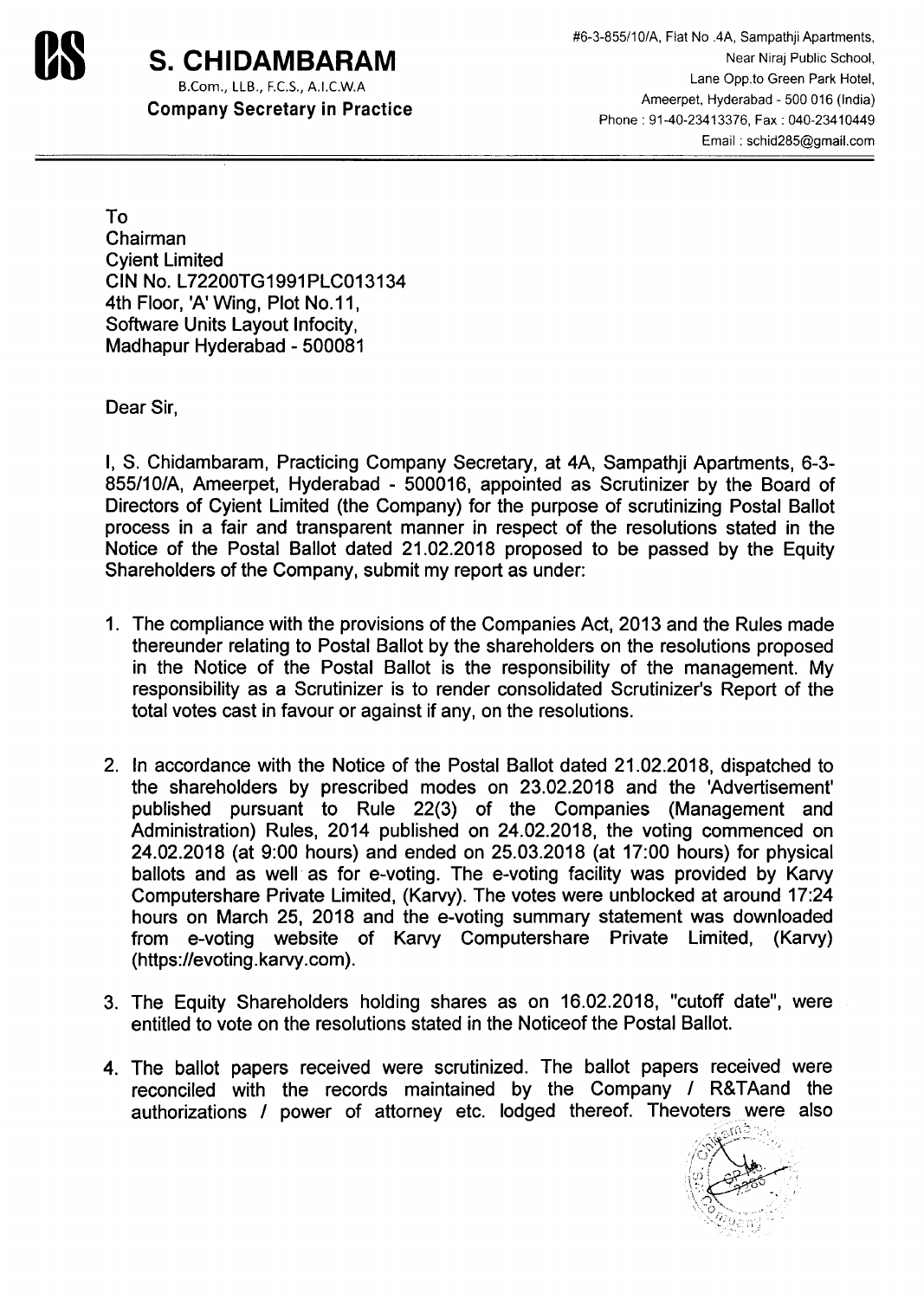# S. CHIDAMBARAM

B.Com., LLB., F.C.S., A.I.C.W.A

**Company Secretary in Practice**

#6-3-855/10/A, Flat No .4A, Sampathji Apartments,
Near Niraj Public School,
Lane Opp.to Green Park Hotel,
Ameerpet, Hyderabad - 500 016 (India)
Phone : 91-40-23413376, Fax : 040-23410449
Email : schid285@gmail.com

---

To
Chairman
Cyient Limited
CIN No. L72200TG1991PLC013134
4th Floor, 'A' Wing, Plot No.11,
Software Units Layout Infocity,
Madhapur Hyderabad - 500081

Dear Sir,

I, S. Chidambaram, Practicing Company Secretary, at 4A, Sampathji Apartments, 6-3-855/10/A, Ameerpet, Hyderabad - 500016, appointed as Scrutinizer by the Board of Directors of Cyient Limited (the Company) for the purpose of scrutinizing Postal Ballot process in a fair and transparent manner in respect of the resolutions stated in the Notice of the Postal Ballot dated 21.02.2018 proposed to be passed by the Equity Shareholders of the Company, submit my report as under:

1. The compliance with the provisions of the Companies Act, 2013 and the Rules made thereunder relating to Postal Ballot by the shareholders on the resolutions proposed in the Notice of the Postal Ballot is the responsibility of the management. My responsibility as a Scrutinizer is to render consolidated Scrutinizer's Report of the total votes cast in favour or against if any, on the resolutions.

2. In accordance with the Notice of the Postal Ballot dated 21.02.2018, dispatched to the shareholders by prescribed modes on 23.02.2018 and the 'Advertisement' published pursuant to Rule 22(3) of the Companies (Management and Administration) Rules, 2014 published on 24.02.2018, the voting commenced on 24.02.2018 (at 9:00 hours) and ended on 25.03.2018 (at 17:00 hours) for physical ballots and as well as for e-voting. The e-voting facility was provided by Karvy Computershare Private Limited, (Karvy). The votes were unblocked at around 17:24 hours on March 25, 2018 and the e-voting summary statement was downloaded from e-voting website of Karvy Computershare Private Limited, (Karvy) (https://evoting.karvy.com).

3. The Equity Shareholders holding shares as on 16.02.2018, "cutoff date", were entitled to vote on the resolutions stated in the Noticeof the Postal Ballot.

4. The ballot papers received were scrutinized. The ballot papers received were reconciled with the records maintained by the Company / R&TAand the authorizations / power of attorney etc. lodged thereof. Thevoters were also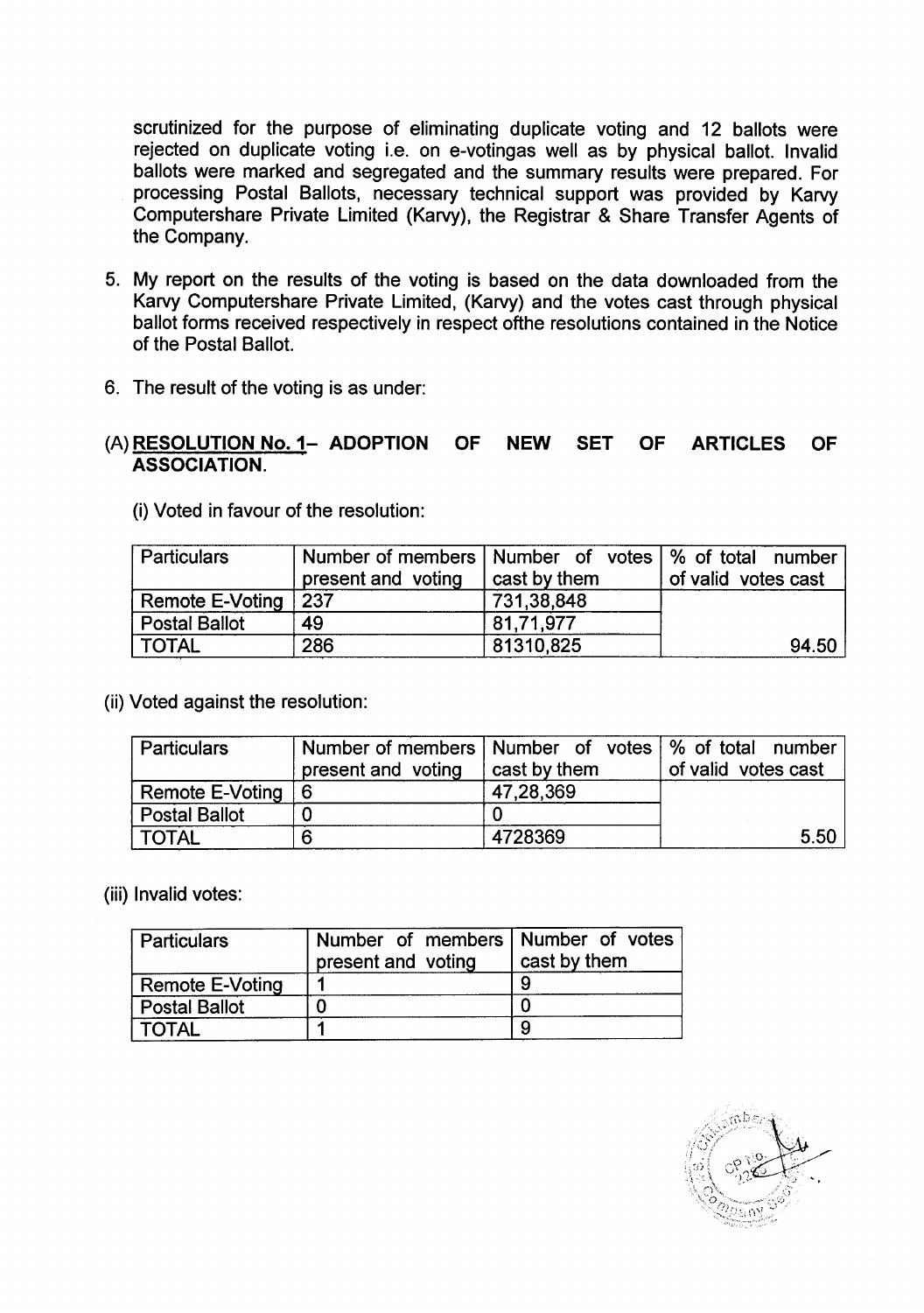scrutinized for the purpose of eliminating duplicate voting and 12 ballots were rejected on duplicate voting i.e. on e-votingas well as by physical ballot. Invalid ballots were marked and segregated and the summary results were prepared. For processing Postal Ballots, necessary technical support was provided by Karvy Computershare Private Limited (Karvy), the Registrar & Share Transfer Agents of the Company.

5. My report on the results of the voting is based on the data downloaded from the Karvy Computershare Private Limited, (Karvy) and the votes cast through physical ballot forms received respectively in respect ofthe resolutions contained in the Notice of the Postal Ballot.

6. The result of the voting is as under:

(A) **RESOLUTION No. 1– ADOPTION OF NEW SET OF ARTICLES OF ASSOCIATION.**

(i) Voted in favour of the resolution:

| Particulars | Number of members present and voting | Number of votes cast by them | % of total number of valid votes cast |
|---|---|---|---|
| Remote E-Voting | 237 | 731,38,848 | |
| Postal Ballot | 49 | 81,71,977 | |
| TOTAL | 286 | 81310,825 | 94.50 |

(ii) Voted against the resolution:

| Particulars | Number of members present and voting | Number of votes cast by them | % of total number of valid votes cast |
|---|---|---|---|
| Remote E-Voting | 6 | 47,28,369 | |
| Postal Ballot | 0 | 0 | |
| TOTAL | 6 | 4728369 | 5.50 |

(iii) Invalid votes:

| Particulars | Number of members present and voting | Number of votes cast by them |
|---|---|---|
| Remote E-Voting | 1 | 9 |
| Postal Ballot | 0 | 0 |
| TOTAL | 1 | 9 |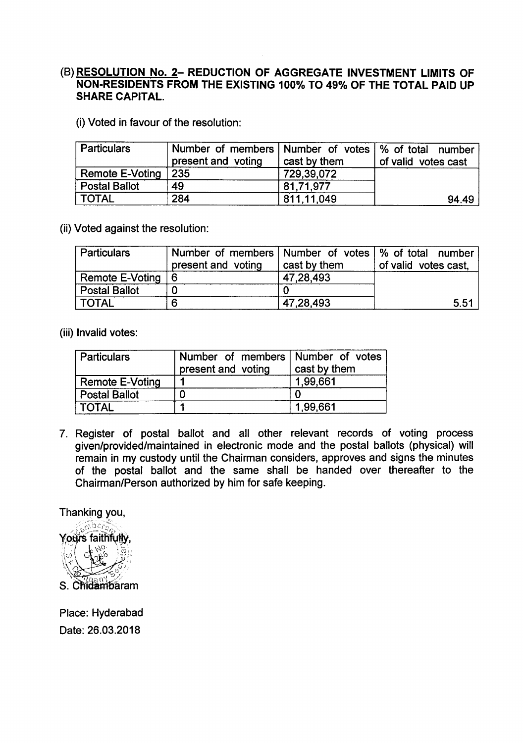(B) **RESOLUTION No. 2– REDUCTION OF AGGREGATE INVESTMENT LIMITS OF NON-RESIDENTS FROM THE EXISTING 100% TO 49% OF THE TOTAL PAID UP SHARE CAPITAL.**

(i) Voted in favour of the resolution:

| Particulars | Number of members present and voting | Number of votes cast by them | % of total number of valid votes cast |
|---|---|---|---|
| Remote E-Voting | 235 | 729,39,072 | |
| Postal Ballot | 49 | 81,71,977 | |
| TOTAL | 284 | 811,11,049 | 94.49 |

(ii) Voted against the resolution:

| Particulars | Number of members present and voting | Number of votes cast by them | % of total number of valid votes cast, |
|---|---|---|---|
| Remote E-Voting | 6 | 47,28,493 | |
| Postal Ballot | 0 | 0 | |
| TOTAL | 6 | 47,28,493 | 5.51 |

(iii) Invalid votes:

| Particulars | Number of members present and voting | Number of votes cast by them |
|---|---|---|
| Remote E-Voting | 1 | 1,99,661 |
| Postal Ballot | 0 | 0 |
| TOTAL | 1 | 1,99,661 |

7. Register of postal ballot and all other relevant records of voting process given/provided/maintained in electronic mode and the postal ballots (physical) will remain in my custody until the Chairman considers, approves and signs the minutes of the postal ballot and the same shall be handed over thereafter to the Chairman/Person authorized by him for safe keeping.

Thanking you,

Yours faithfully,

S. Chidambaram

Place: Hyderabad

Date: 26.03.2018